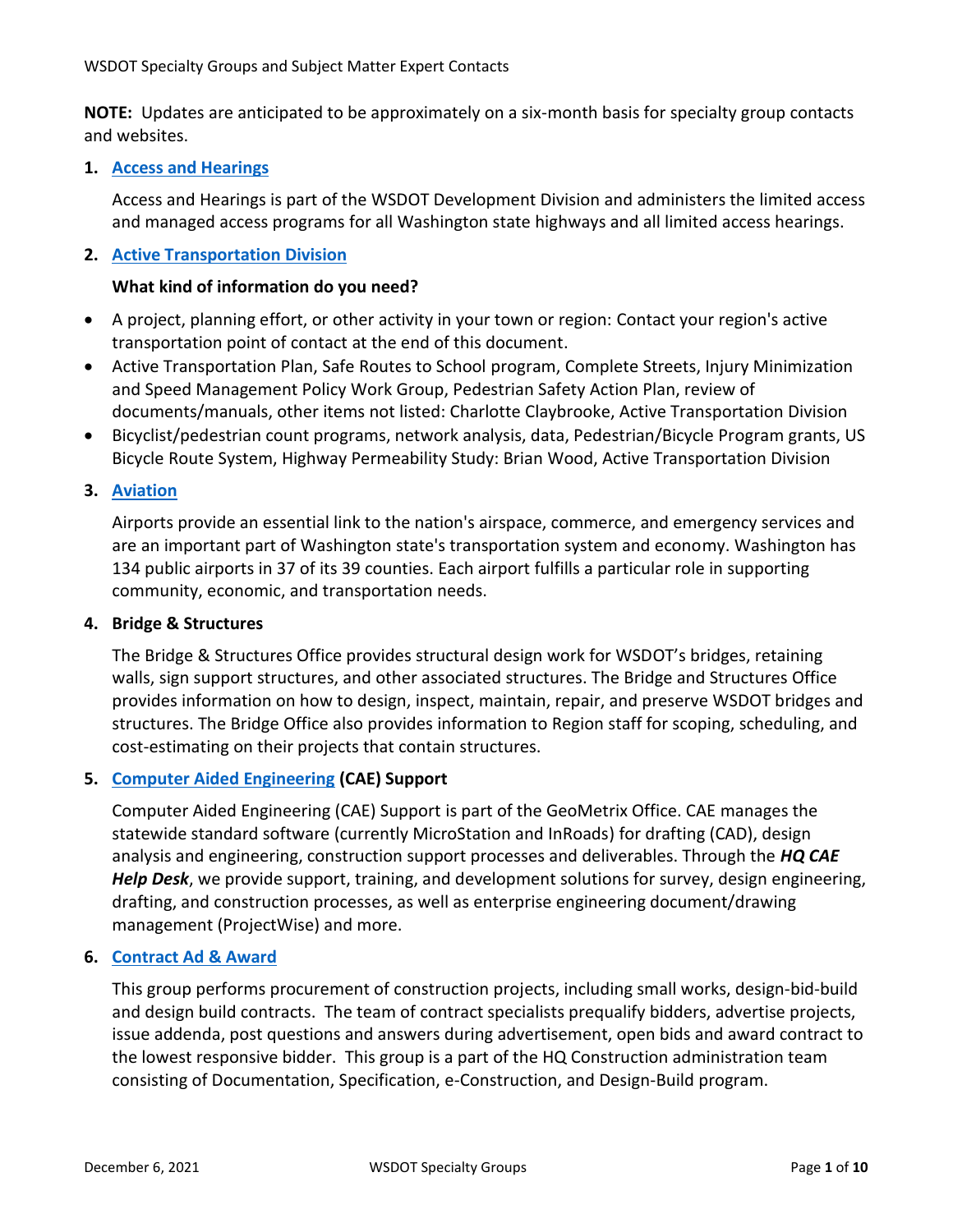**NOTE:** Updates are anticipated to be approximately on a six-month basis for specialty group contacts and websites.

## 1. Access and Hearings

Access and Hearings is part of the WSDOT Development Division and administers the limited access and managed access programs for all Washington state highways and all limited access hearings.

## 2. Active Transportation Division

**What kind of information do you need?**

- A project, planning effort, or other activity in your town or region: Contact your region's active transportation point of contact at the end of this document.
- Active Transportation Plan, Safe Routes to School program, Complete Streets, Injury Minimization and Speed Management Policy Work Group, Pedestrian Safety Action Plan, review of documents/manuals, other items not listed: Charlotte Claybrooke, Active Transportation Division
- Bicyclist/pedestrian count programs, network analysis, data, Pedestrian/Bicycle Program grants, US Bicycle Route System, Highway Permeability Study: Brian Wood, Active Transportation Division

## 3. Aviation

Airports provide an essential link to the nation's airspace, commerce, and emergency services and are an important part of Washington state's transportation system and economy. Washington has 134 public airports in 37 of its 39 counties. Each airport fulfills a particular role in supporting community, economic, and transportation needs.

## 4. Bridge & Structures

The Bridge & Structures Office provides structural design work for WSDOT's bridges, retaining walls, sign support structures, and other associated structures. The Bridge and Structures Office provides information on how to design, inspect, maintain, repair, and preserve WSDOT bridges and structures. The Bridge Office also provides information to Region staff for scoping, scheduling, and cost-estimating on their projects that contain structures.

## 5. Computer Aided Engineering (CAE) Support

Computer Aided Engineering (CAE) Support is part of the GeoMetrix Office. CAE manages the statewide standard software (currently MicroStation and InRoads) for drafting (CAD), design analysis and engineering, construction support processes and deliverables. Through the ***HQ CAE Help Desk***, we provide support, training, and development solutions for survey, design engineering, drafting, and construction processes, as well as enterprise engineering document/drawing management (ProjectWise) and more.

## 6. Contract Ad & Award

This group performs procurement of construction projects, including small works, design-bid-build and design build contracts. The team of contract specialists prequalify bidders, advertise projects, issue addenda, post questions and answers during advertisement, open bids and award contract to the lowest responsive bidder. This group is a part of the HQ Construction administration team consisting of Documentation, Specification, e-Construction, and Design-Build program.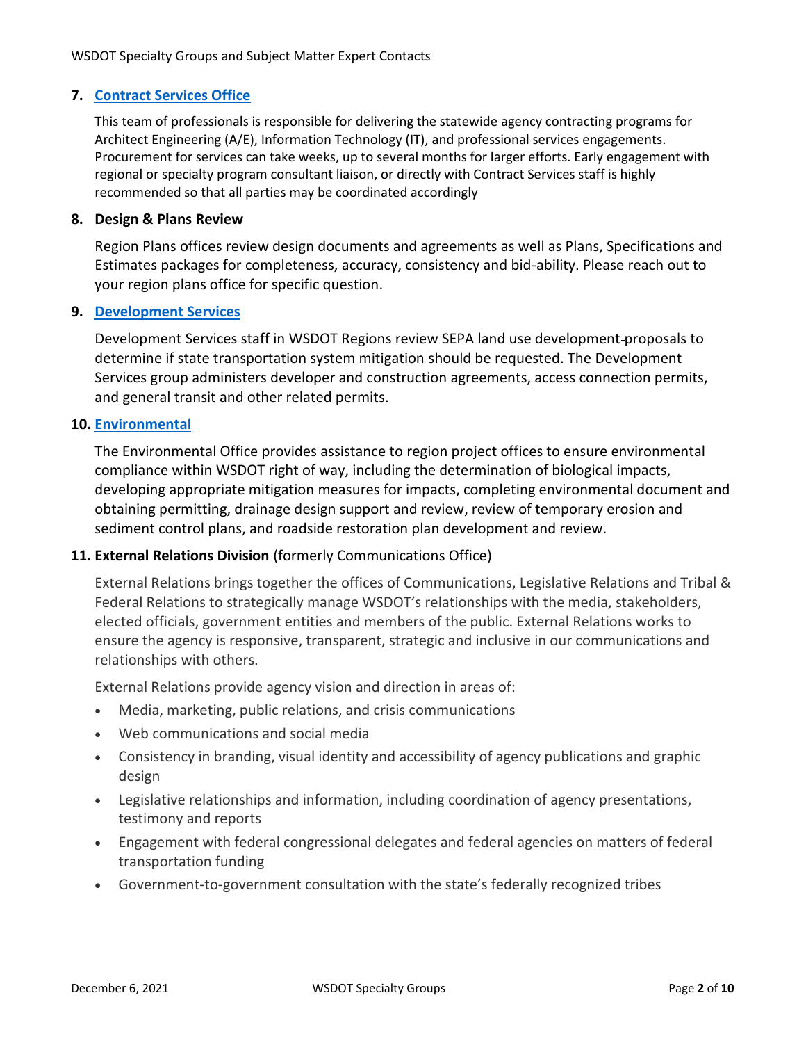## 7. [Contract Services Office]

This team of professionals is responsible for delivering the statewide agency contracting programs for Architect Engineering (A/E), Information Technology (IT), and professional services engagements. Procurement for services can take weeks, up to several months for larger efforts. Early engagement with regional or specialty program consultant liaison, or directly with Contract Services staff is highly recommended so that all parties may be coordinated accordingly

## 8. Design & Plans Review

Region Plans offices review design documents and agreements as well as Plans, Specifications and Estimates packages for completeness, accuracy, consistency and bid-ability. Please reach out to your region plans office for specific question.

## 9. [Development Services]

Development Services staff in WSDOT Regions review SEPA land use development-proposals to determine if state transportation system mitigation should be requested. The Development Services group administers developer and construction agreements, access connection permits, and general transit and other related permits.

## 10. [Environmental]

The Environmental Office provides assistance to region project offices to ensure environmental compliance within WSDOT right of way, including the determination of biological impacts, developing appropriate mitigation measures for impacts, completing environmental document and obtaining permitting, drainage design support and review, review of temporary erosion and sediment control plans, and roadside restoration plan development and review.

## 11. External Relations Division (formerly Communications Office)

External Relations brings together the offices of Communications, Legislative Relations and Tribal & Federal Relations to strategically manage WSDOT's relationships with the media, stakeholders, elected officials, government entities and members of the public. External Relations works to ensure the agency is responsive, transparent, strategic and inclusive in our communications and relationships with others.

External Relations provide agency vision and direction in areas of:

- Media, marketing, public relations, and crisis communications
- Web communications and social media
- Consistency in branding, visual identity and accessibility of agency publications and graphic design
- Legislative relationships and information, including coordination of agency presentations, testimony and reports
- Engagement with federal congressional delegates and federal agencies on matters of federal transportation funding
- Government-to-government consultation with the state's federally recognized tribes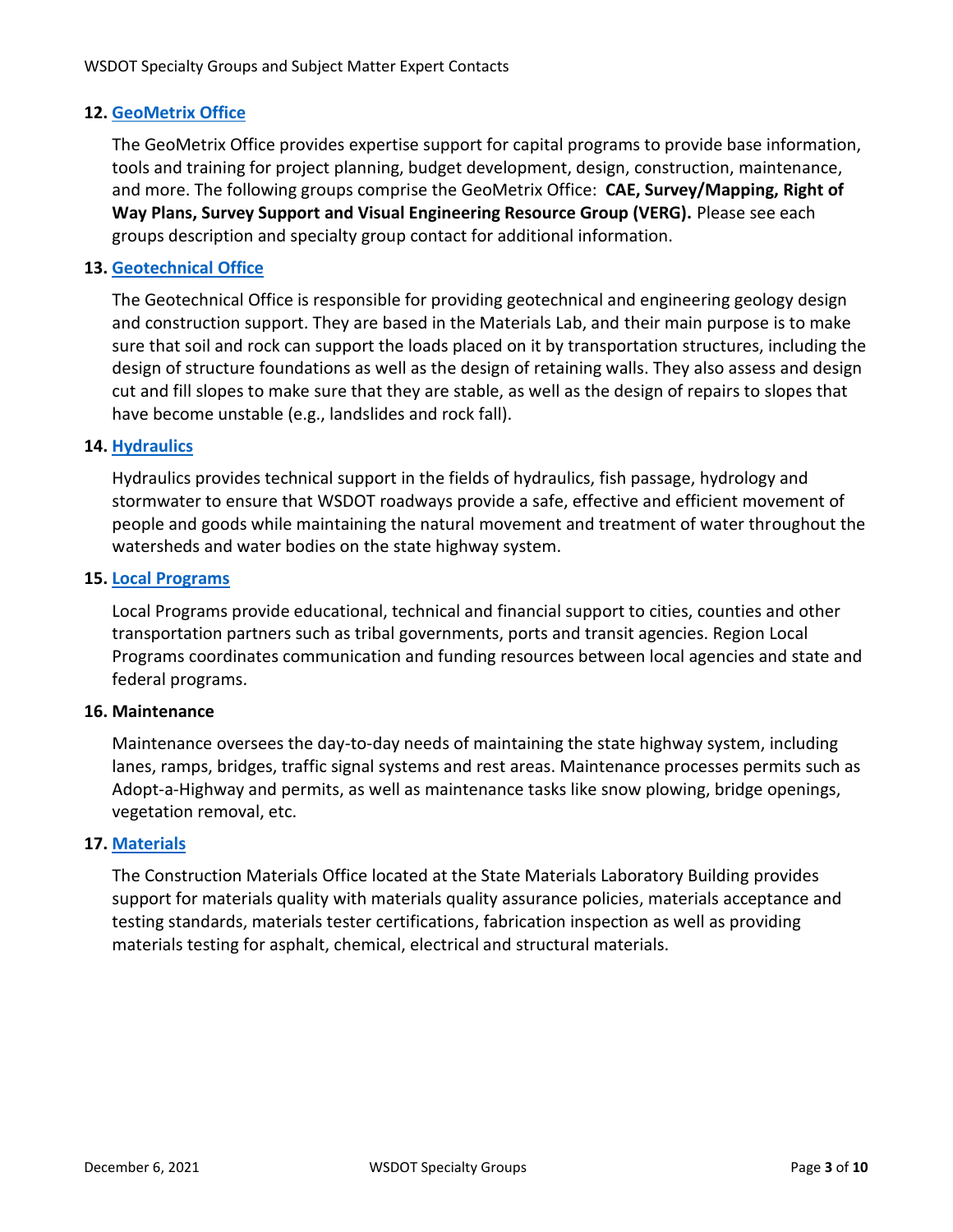**12. GeoMetrix Office**

The GeoMetrix Office provides expertise support for capital programs to provide base information, tools and training for project planning, budget development, design, construction, maintenance, and more. The following groups comprise the GeoMetrix Office: **CAE, Survey/Mapping, Right of Way Plans, Survey Support and Visual Engineering Resource Group (VERG).** Please see each groups description and specialty group contact for additional information.

**13. Geotechnical Office**

The Geotechnical Office is responsible for providing geotechnical and engineering geology design and construction support. They are based in the Materials Lab, and their main purpose is to make sure that soil and rock can support the loads placed on it by transportation structures, including the design of structure foundations as well as the design of retaining walls. They also assess and design cut and fill slopes to make sure that they are stable, as well as the design of repairs to slopes that have become unstable (e.g., landslides and rock fall).

**14. Hydraulics**

Hydraulics provides technical support in the fields of hydraulics, fish passage, hydrology and stormwater to ensure that WSDOT roadways provide a safe, effective and efficient movement of people and goods while maintaining the natural movement and treatment of water throughout the watersheds and water bodies on the state highway system.

**15. Local Programs**

Local Programs provide educational, technical and financial support to cities, counties and other transportation partners such as tribal governments, ports and transit agencies. Region Local Programs coordinates communication and funding resources between local agencies and state and federal programs.

**16. Maintenance**

Maintenance oversees the day-to-day needs of maintaining the state highway system, including lanes, ramps, bridges, traffic signal systems and rest areas. Maintenance processes permits such as Adopt-a-Highway and permits, as well as maintenance tasks like snow plowing, bridge openings, vegetation removal, etc.

**17. Materials**

The Construction Materials Office located at the State Materials Laboratory Building provides support for materials quality with materials quality assurance policies, materials acceptance and testing standards, materials tester certifications, fabrication inspection as well as providing materials testing for asphalt, chemical, electrical and structural materials.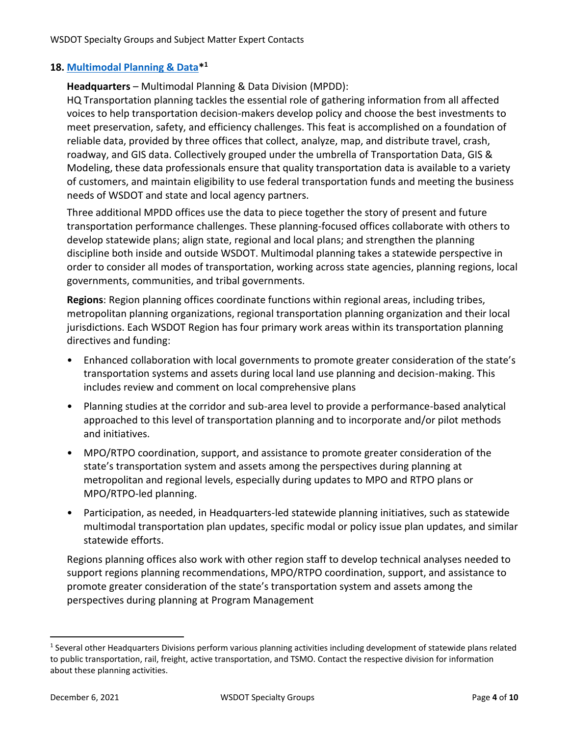## 18. Multimodal Planning & Data*[1]

**Headquarters** – Multimodal Planning & Data Division (MPDD):

HQ Transportation planning tackles the essential role of gathering information from all affected voices to help transportation decision-makers develop policy and choose the best investments to meet preservation, safety, and efficiency challenges. This feat is accomplished on a foundation of reliable data, provided by three offices that collect, analyze, map, and distribute travel, crash, roadway, and GIS data. Collectively grouped under the umbrella of Transportation Data, GIS & Modeling, these data professionals ensure that quality transportation data is available to a variety of customers, and maintain eligibility to use federal transportation funds and meeting the business needs of WSDOT and state and local agency partners.

Three additional MPDD offices use the data to piece together the story of present and future transportation performance challenges. These planning-focused offices collaborate with others to develop statewide plans; align state, regional and local plans; and strengthen the planning discipline both inside and outside WSDOT. Multimodal planning takes a statewide perspective in order to consider all modes of transportation, working across state agencies, planning regions, local governments, communities, and tribal governments.

**Regions**: Region planning offices coordinate functions within regional areas, including tribes, metropolitan planning organizations, regional transportation planning organization and their local jurisdictions. Each WSDOT Region has four primary work areas within its transportation planning directives and funding:

- Enhanced collaboration with local governments to promote greater consideration of the state's transportation systems and assets during local land use planning and decision-making. This includes review and comment on local comprehensive plans
- Planning studies at the corridor and sub-area level to provide a performance-based analytical approached to this level of transportation planning and to incorporate and/or pilot methods and initiatives.
- MPO/RTPO coordination, support, and assistance to promote greater consideration of the state's transportation system and assets among the perspectives during planning at metropolitan and regional levels, especially during updates to MPO and RTPO plans or MPO/RTPO-led planning.
- Participation, as needed, in Headquarters-led statewide planning initiatives, such as statewide multimodal transportation plan updates, specific modal or policy issue plan updates, and similar statewide efforts.

Regions planning offices also work with other region staff to develop technical analyses needed to support regions planning recommendations, MPO/RTPO coordination, support, and assistance to promote greater consideration of the state's transportation system and assets among the perspectives during planning at Program Management

---

[1] Several other Headquarters Divisions perform various planning activities including development of statewide plans related to public transportation, rail, freight, active transportation, and TSMO. Contact the respective division for information about these planning activities.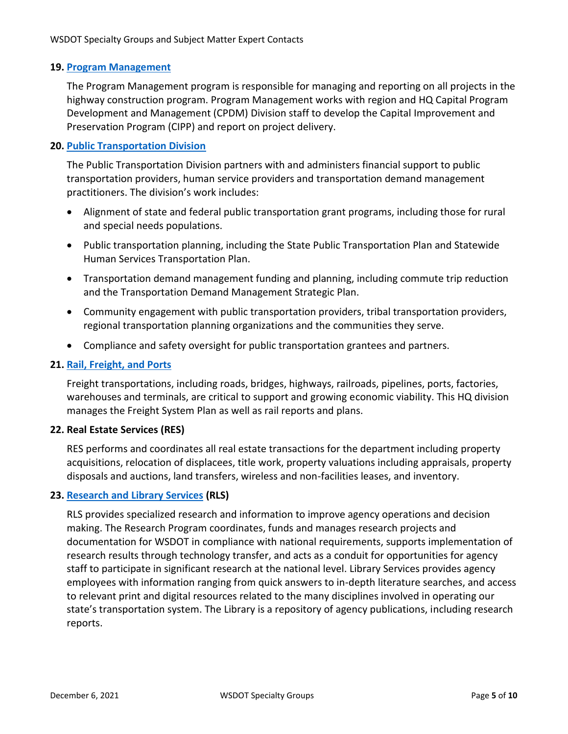**19. Program Management**

The Program Management program is responsible for managing and reporting on all projects in the highway construction program. Program Management works with region and HQ Capital Program Development and Management (CPDM) Division staff to develop the Capital Improvement and Preservation Program (CIPP) and report on project delivery.

**20. Public Transportation Division**

The Public Transportation Division partners with and administers financial support to public transportation providers, human service providers and transportation demand management practitioners. The division's work includes:

- Alignment of state and federal public transportation grant programs, including those for rural and special needs populations.
- Public transportation planning, including the State Public Transportation Plan and Statewide Human Services Transportation Plan.
- Transportation demand management funding and planning, including commute trip reduction and the Transportation Demand Management Strategic Plan.
- Community engagement with public transportation providers, tribal transportation providers, regional transportation planning organizations and the communities they serve.
- Compliance and safety oversight for public transportation grantees and partners.

**21. Rail, Freight, and Ports**

Freight transportations, including roads, bridges, highways, railroads, pipelines, ports, factories, warehouses and terminals, are critical to support and growing economic viability. This HQ division manages the Freight System Plan as well as rail reports and plans.

**22. Real Estate Services (RES)**

RES performs and coordinates all real estate transactions for the department including property acquisitions, relocation of displacees, title work, property valuations including appraisals, property disposals and auctions, land transfers, wireless and non-facilities leases, and inventory.

**23. Research and Library Services (RLS)**

RLS provides specialized research and information to improve agency operations and decision making. The Research Program coordinates, funds and manages research projects and documentation for WSDOT in compliance with national requirements, supports implementation of research results through technology transfer, and acts as a conduit for opportunities for agency staff to participate in significant research at the national level. Library Services provides agency employees with information ranging from quick answers to in-depth literature searches, and access to relevant print and digital resources related to the many disciplines involved in operating our state's transportation system. The Library is a repository of agency publications, including research reports.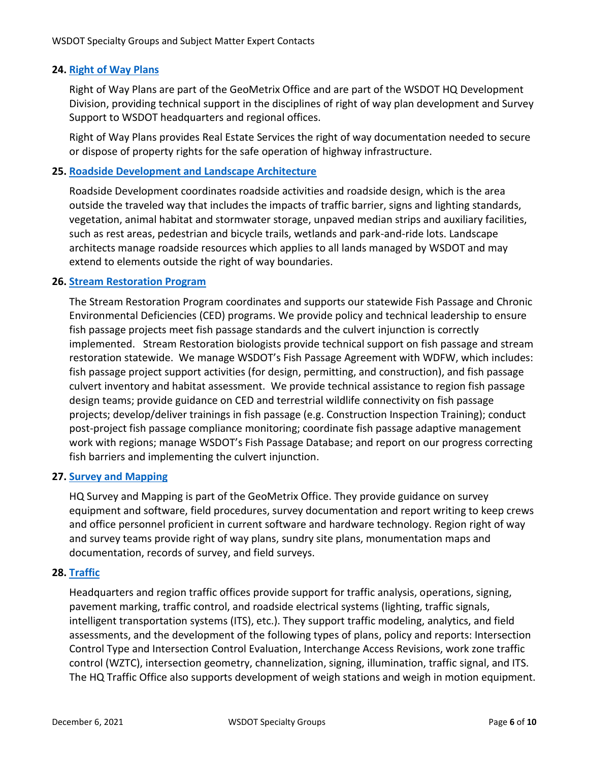## 24. Right of Way Plans

Right of Way Plans are part of the GeoMetrix Office and are part of the WSDOT HQ Development Division, providing technical support in the disciplines of right of way plan development and Survey Support to WSDOT headquarters and regional offices.

Right of Way Plans provides Real Estate Services the right of way documentation needed to secure or dispose of property rights for the safe operation of highway infrastructure.

## 25. Roadside Development and Landscape Architecture

Roadside Development coordinates roadside activities and roadside design, which is the area outside the traveled way that includes the impacts of traffic barrier, signs and lighting standards, vegetation, animal habitat and stormwater storage, unpaved median strips and auxiliary facilities, such as rest areas, pedestrian and bicycle trails, wetlands and park-and-ride lots. Landscape architects manage roadside resources which applies to all lands managed by WSDOT and may extend to elements outside the right of way boundaries.

## 26. Stream Restoration Program

The Stream Restoration Program coordinates and supports our statewide Fish Passage and Chronic Environmental Deficiencies (CED) programs. We provide policy and technical leadership to ensure fish passage projects meet fish passage standards and the culvert injunction is correctly implemented. Stream Restoration biologists provide technical support on fish passage and stream restoration statewide. We manage WSDOT's Fish Passage Agreement with WDFW, which includes: fish passage project support activities (for design, permitting, and construction), and fish passage culvert inventory and habitat assessment. We provide technical assistance to region fish passage design teams; provide guidance on CED and terrestrial wildlife connectivity on fish passage projects; develop/deliver trainings in fish passage (e.g. Construction Inspection Training); conduct post-project fish passage compliance monitoring; coordinate fish passage adaptive management work with regions; manage WSDOT's Fish Passage Database; and report on our progress correcting fish barriers and implementing the culvert injunction.

## 27. Survey and Mapping

HQ Survey and Mapping is part of the GeoMetrix Office. They provide guidance on survey equipment and software, field procedures, survey documentation and report writing to keep crews and office personnel proficient in current software and hardware technology. Region right of way and survey teams provide right of way plans, sundry site plans, monumentation maps and documentation, records of survey, and field surveys.

## 28. Traffic

Headquarters and region traffic offices provide support for traffic analysis, operations, signing, pavement marking, traffic control, and roadside electrical systems (lighting, traffic signals, intelligent transportation systems (ITS), etc.). They support traffic modeling, analytics, and field assessments, and the development of the following types of plans, policy and reports: Intersection Control Type and Intersection Control Evaluation, Interchange Access Revisions, work zone traffic control (WZTC), intersection geometry, channelization, signing, illumination, traffic signal, and ITS. The HQ Traffic Office also supports development of weigh stations and weigh in motion equipment.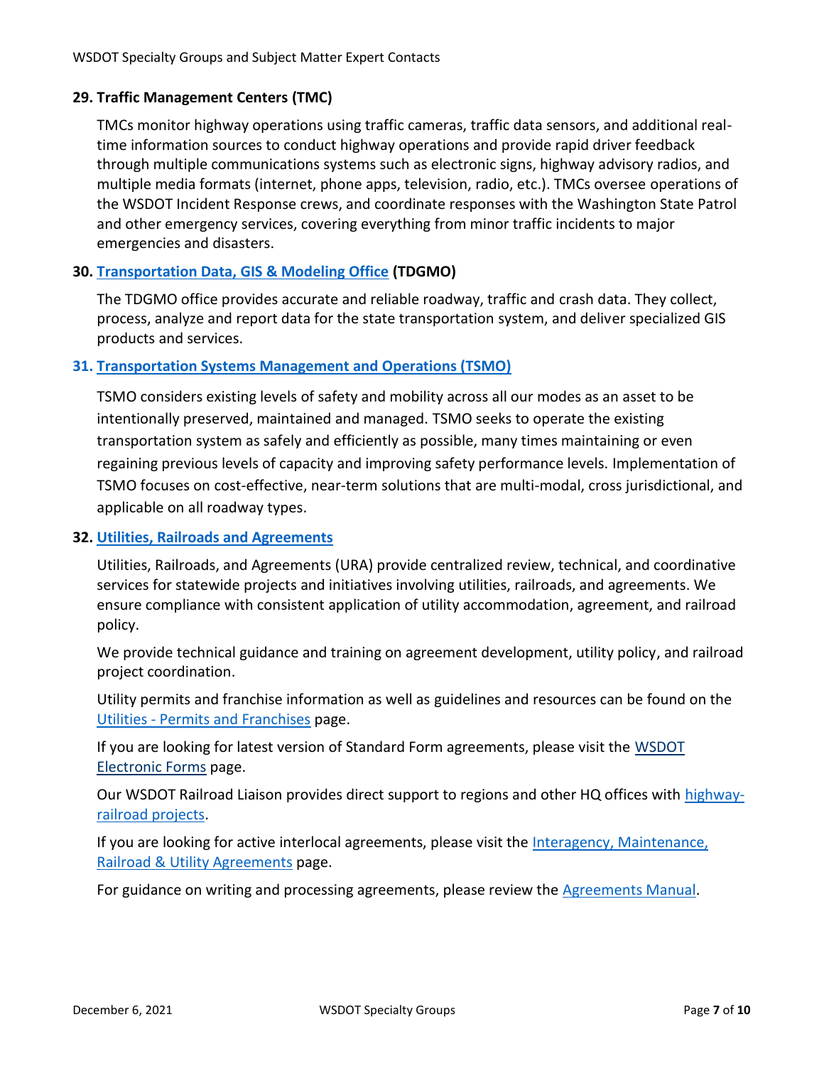### 29. Traffic Management Centers (TMC)

TMCs monitor highway operations using traffic cameras, traffic data sensors, and additional real-time information sources to conduct highway operations and provide rapid driver feedback through multiple communications systems such as electronic signs, highway advisory radios, and multiple media formats (internet, phone apps, television, radio, etc.). TMCs oversee operations of the WSDOT Incident Response crews, and coordinate responses with the Washington State Patrol and other emergency services, covering everything from minor traffic incidents to major emergencies and disasters.

### 30. Transportation Data, GIS & Modeling Office (TDGMO)

The TDGMO office provides accurate and reliable roadway, traffic and crash data. They collect, process, analyze and report data for the state transportation system, and deliver specialized GIS products and services.

### 31. Transportation Systems Management and Operations (TSMO)

TSMO considers existing levels of safety and mobility across all our modes as an asset to be intentionally preserved, maintained and managed. TSMO seeks to operate the existing transportation system as safely and efficiently as possible, many times maintaining or even regaining previous levels of capacity and improving safety performance levels. Implementation of TSMO focuses on cost-effective, near-term solutions that are multi-modal, cross jurisdictional, and applicable on all roadway types.

### 32. Utilities, Railroads and Agreements

Utilities, Railroads, and Agreements (URA) provide centralized review, technical, and coordinative services for statewide projects and initiatives involving utilities, railroads, and agreements. We ensure compliance with consistent application of utility accommodation, agreement, and railroad policy.

We provide technical guidance and training on agreement development, utility policy, and railroad project coordination.

Utility permits and franchise information as well as guidelines and resources can be found on the Utilities - Permits and Franchises page.

If you are looking for latest version of Standard Form agreements, please visit the WSDOT Electronic Forms page.

Our WSDOT Railroad Liaison provides direct support to regions and other HQ offices with highway-railroad projects.

If you are looking for active interlocal agreements, please visit the Interagency, Maintenance, Railroad & Utility Agreements page.

For guidance on writing and processing agreements, please review the Agreements Manual.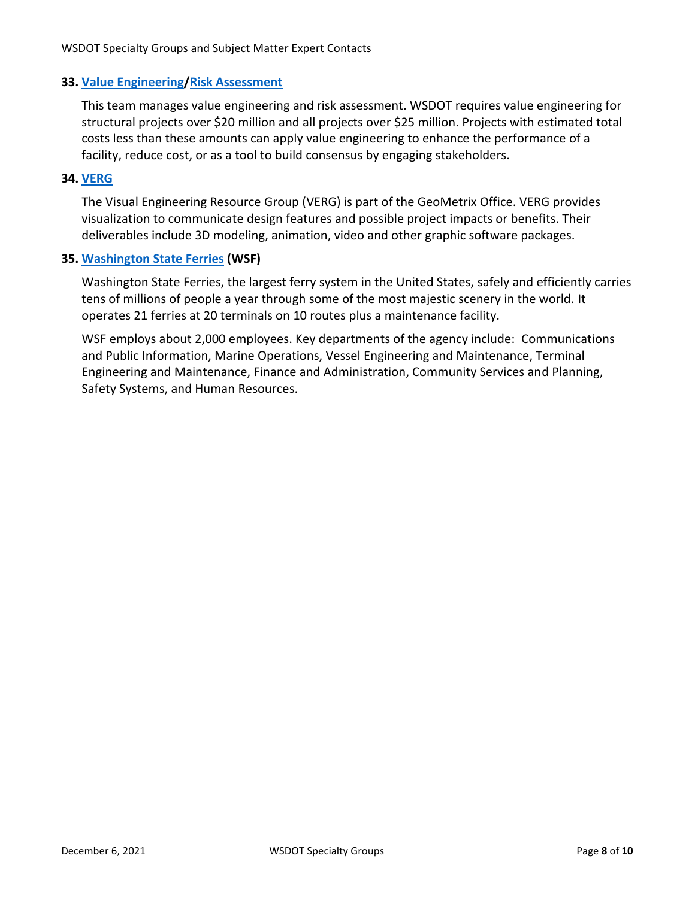**33. Value Engineering/Risk Assessment**

This team manages value engineering and risk assessment. WSDOT requires value engineering for structural projects over $20 million and all projects over $25 million. Projects with estimated total costs less than these amounts can apply value engineering to enhance the performance of a facility, reduce cost, or as a tool to build consensus by engaging stakeholders.

**34. VERG**

The Visual Engineering Resource Group (VERG) is part of the GeoMetrix Office. VERG provides visualization to communicate design features and possible project impacts or benefits. Their deliverables include 3D modeling, animation, video and other graphic software packages.

**35. Washington State Ferries (WSF)**

Washington State Ferries, the largest ferry system in the United States, safely and efficiently carries tens of millions of people a year through some of the most majestic scenery in the world. It operates 21 ferries at 20 terminals on 10 routes plus a maintenance facility.

WSF employs about 2,000 employees. Key departments of the agency include: Communications and Public Information, Marine Operations, Vessel Engineering and Maintenance, Terminal Engineering and Maintenance, Finance and Administration, Community Services and Planning, Safety Systems, and Human Resources.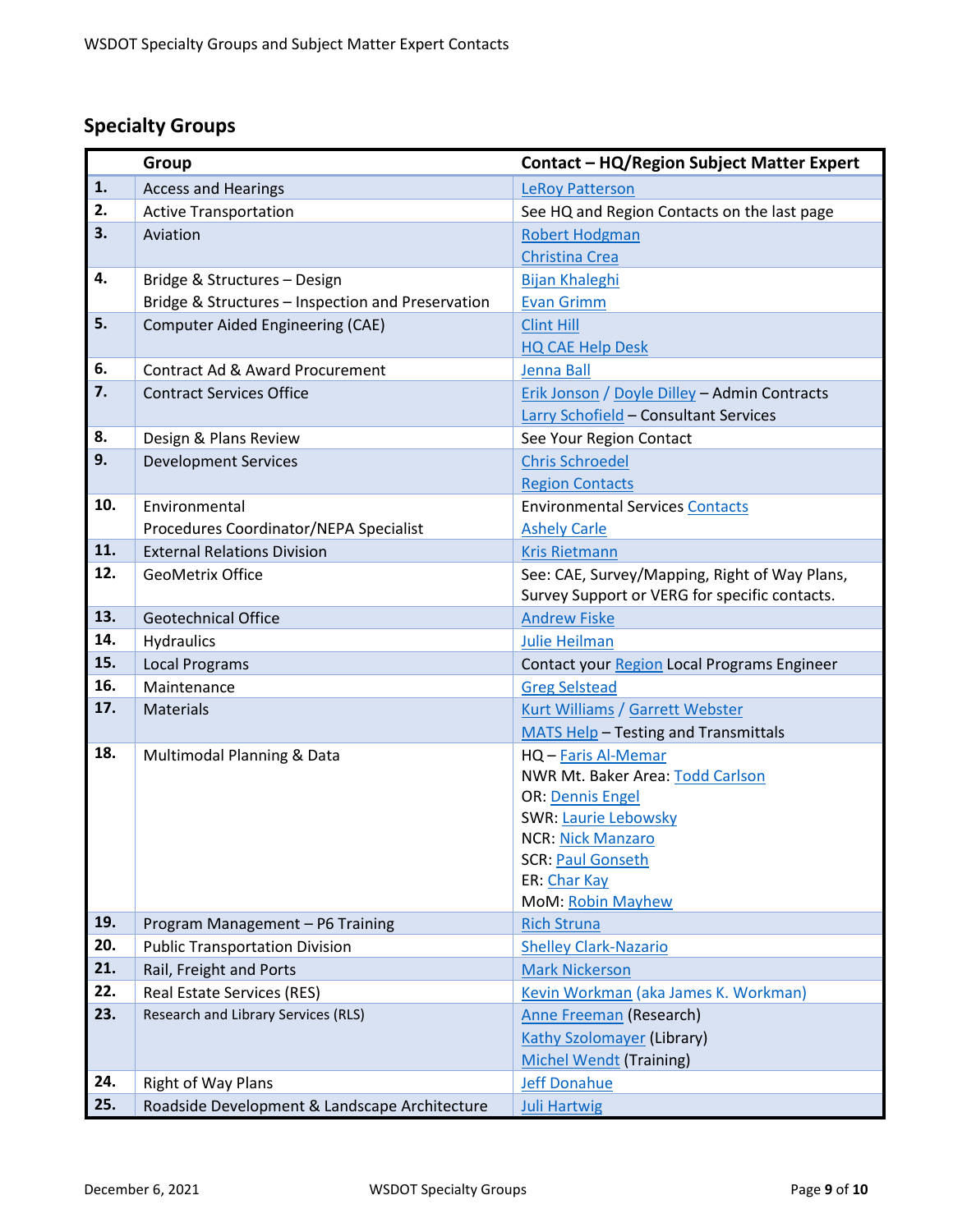## Specialty Groups

| | Group | Contact – HQ/Region Subject Matter Expert |
|---|---|---|
| 1. | Access and Hearings | LeRoy Patterson |
| 2. | Active Transportation | See HQ and Region Contacts on the last page |
| 3. | Aviation | Robert Hodgman<br>Christina Crea |
| 4. | Bridge & Structures – Design<br>Bridge & Structures – Inspection and Preservation | Bijan Khaleghi<br>Evan Grimm |
| 5. | Computer Aided Engineering (CAE) | Clint Hill<br>HQ CAE Help Desk |
| 6. | Contract Ad & Award Procurement | Jenna Ball |
| 7. | Contract Services Office | Erik Jonson / Doyle Dilley – Admin Contracts<br>Larry Schofield – Consultant Services |
| 8. | Design & Plans Review | See Your Region Contact |
| 9. | Development Services | Chris Schroedel<br>Region Contacts |
| 10. | Environmental<br>Procedures Coordinator/NEPA Specialist | Environmental Services Contacts<br>Ashely Carle |
| 11. | External Relations Division | Kris Rietmann |
| 12. | GeoMetrix Office | See: CAE, Survey/Mapping, Right of Way Plans, Survey Support or VERG for specific contacts. |
| 13. | Geotechnical Office | Andrew Fiske |
| 14. | Hydraulics | Julie Heilman |
| 15. | Local Programs | Contact your Region Local Programs Engineer |
| 16. | Maintenance | Greg Selstead |
| 17. | Materials | Kurt Williams / Garrett Webster<br>MATS Help – Testing and Transmittals |
| 18. | Multimodal Planning & Data | HQ – Faris Al-Memar<br>NWR Mt. Baker Area: Todd Carlson<br>OR: Dennis Engel<br>SWR: Laurie Lebowsky<br>NCR: Nick Manzaro<br>SCR: Paul Gonseth<br>ER: Char Kay<br>MoM: Robin Mayhew |
| 19. | Program Management – P6 Training | Rich Struna |
| 20. | Public Transportation Division | Shelley Clark-Nazario |
| 21. | Rail, Freight and Ports | Mark Nickerson |
| 22. | Real Estate Services (RES) | Kevin Workman (aka James K. Workman) |
| 23. | Research and Library Services (RLS) | Anne Freeman (Research)<br>Kathy Szolomayer (Library)<br>Michel Wendt (Training) |
| 24. | Right of Way Plans | Jeff Donahue |
| 25. | Roadside Development & Landscape Architecture | Juli Hartwig |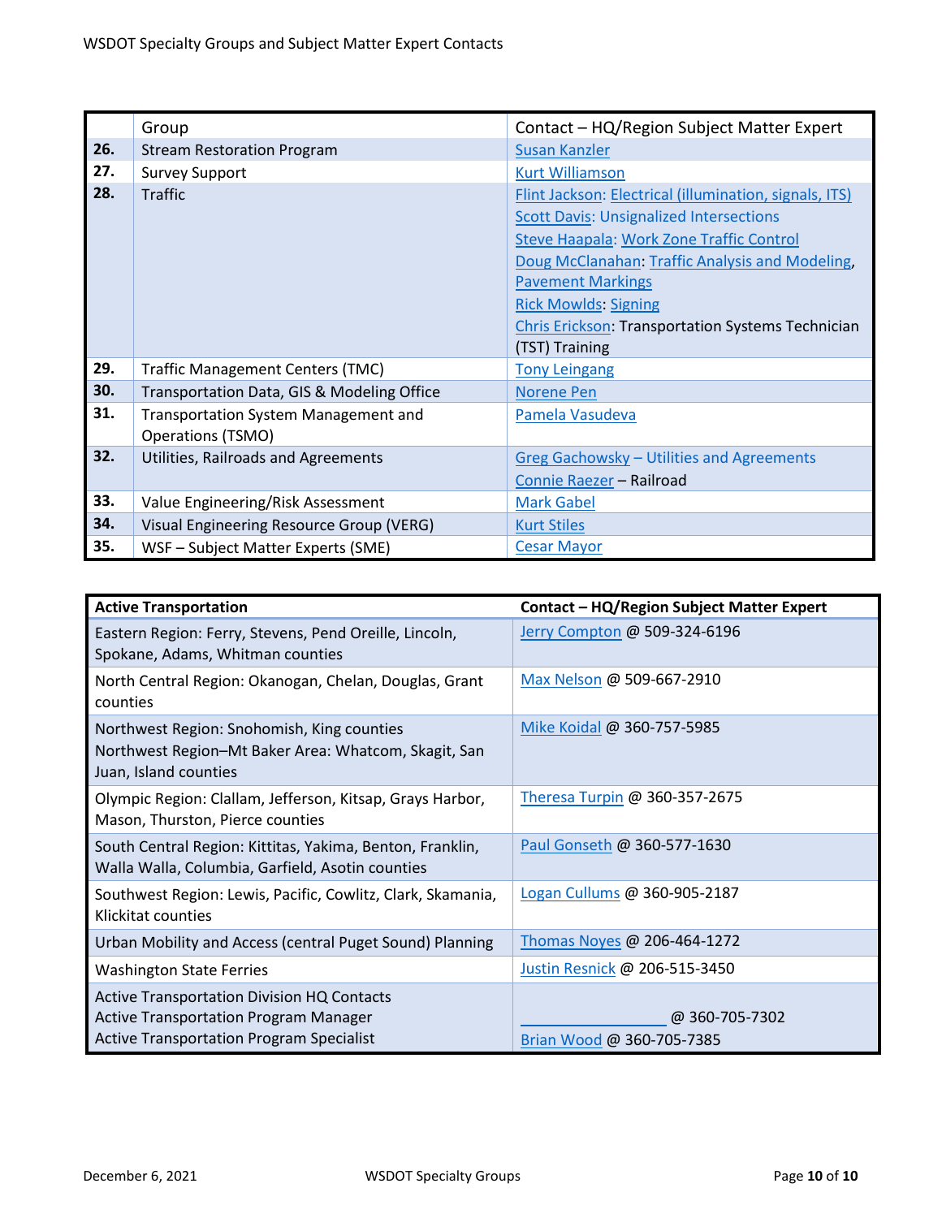| | Group | Contact – HQ/Region Subject Matter Expert |
|---|---|---|
| **26.** | Stream Restoration Program | Susan Kanzler |
| **27.** | Survey Support | Kurt Williamson |
| **28.** | Traffic | Flint Jackson: Electrical (illumination, signals, ITS)<br>Scott Davis: Unsignalized Intersections<br>Steve Haapala: Work Zone Traffic Control<br>Doug McClanahan: Traffic Analysis and Modeling, Pavement Markings<br>Rick Mowlds: Signing<br>Chris Erickson: Transportation Systems Technician (TST) Training |
| **29.** | Traffic Management Centers (TMC) | Tony Leingang |
| **30.** | Transportation Data, GIS & Modeling Office | Norene Pen |
| **31.** | Transportation System Management and Operations (TSMO) | Pamela Vasudeva |
| **32.** | Utilities, Railroads and Agreements | Greg Gachowsky – Utilities and Agreements<br>Connie Raezer – Railroad |
| **33.** | Value Engineering/Risk Assessment | Mark Gabel |
| **34.** | Visual Engineering Resource Group (VERG) | Kurt Stiles |
| **35.** | WSF – Subject Matter Experts (SME) | Cesar Mayor |

| **Active Transportation** | **Contact – HQ/Region Subject Matter Expert** |
|---|---|
| Eastern Region: Ferry, Stevens, Pend Oreille, Lincoln, Spokane, Adams, Whitman counties | Jerry Compton @ 509-324-6196 |
| North Central Region: Okanogan, Chelan, Douglas, Grant counties | Max Nelson @ 509-667-2910 |
| Northwest Region: Snohomish, King counties<br>Northwest Region–Mt Baker Area: Whatcom, Skagit, San Juan, Island counties | Mike Koidal @ 360-757-5985 |
| Olympic Region: Clallam, Jefferson, Kitsap, Grays Harbor, Mason, Thurston, Pierce counties | Theresa Turpin @ 360-357-2675 |
| South Central Region: Kittitas, Yakima, Benton, Franklin, Walla Walla, Columbia, Garfield, Asotin counties | Paul Gonseth @ 360-577-1630 |
| Southwest Region: Lewis, Pacific, Cowlitz, Clark, Skamania, Klickitat counties | Logan Cullums @ 360-905-2187 |
| Urban Mobility and Access (central Puget Sound) Planning | Thomas Noyes @ 206-464-1272 |
| Washington State Ferries | Justin Resnick @ 206-515-3450 |
| Active Transportation Division HQ Contacts<br>Active Transportation Program Manager<br>Active Transportation Program Specialist | <br>_________________ @ 360-705-7302<br>Brian Wood @ 360-705-7385 |